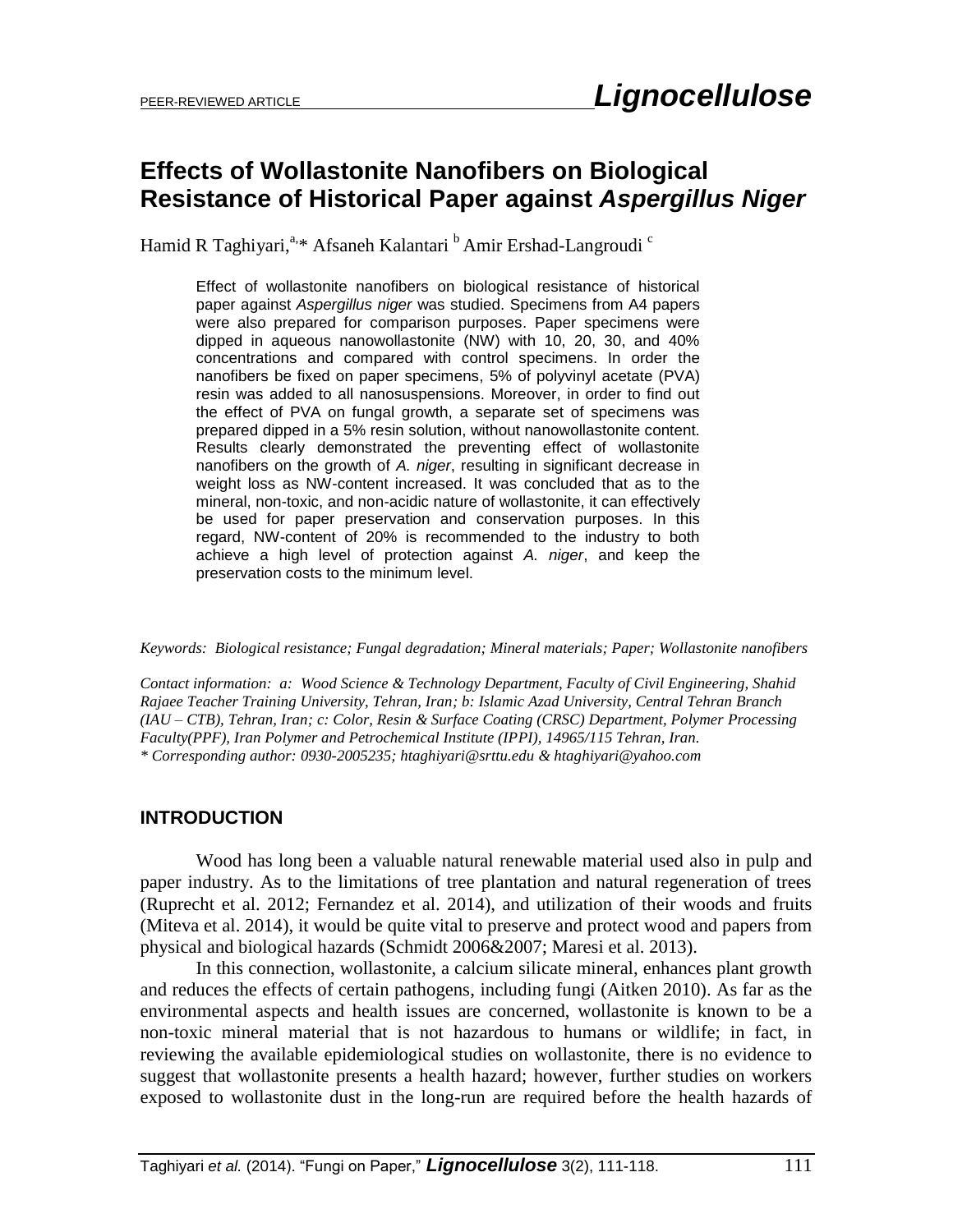PEER-REVIEWED ARTICLE

# Effects of Wollastonite Nanofibers on Biological Resistance of Historical Paper against *Aspergillus Niger*

Hamid R Taghiyari,[a,]* Afsaneh Kalantari [b] Amir Ershad-Langroudi [c]

Effect of wollastonite nanofibers on biological resistance of historical paper against *Aspergillus niger* was studied. Specimens from A4 papers were also prepared for comparison purposes. Paper specimens were dipped in aqueous nanowollastonite (NW) with 10, 20, 30, and 40% concentrations and compared with control specimens. In order the nanofibers be fixed on paper specimens, 5% of polyvinyl acetate (PVA) resin was added to all nanosuspensions. Moreover, in order to find out the effect of PVA on fungal growth, a separate set of specimens was prepared dipped in a 5% resin solution, without nanowollastonite content. Results clearly demonstrated the preventing effect of wollastonite nanofibers on the growth of *A. niger*, resulting in significant decrease in weight loss as NW-content increased. It was concluded that as to the mineral, non-toxic, and non-acidic nature of wollastonite, it can effectively be used for paper preservation and conservation purposes. In this regard, NW-content of 20% is recommended to the industry to both achieve a high level of protection against *A. niger*, and keep the preservation costs to the minimum level.

*Keywords: Biological resistance; Fungal degradation; Mineral materials; Paper; Wollastonite nanofibers*

*Contact information: a: Wood Science & Technology Department, Faculty of Civil Engineering, Shahid Rajaee Teacher Training University, Tehran, Iran; b: Islamic Azad University, Central Tehran Branch (IAU – CTB), Tehran, Iran; c: Color, Resin & Surface Coating (CRSC) Department, Polymer Processing Faculty(PPF), Iran Polymer and Petrochemical Institute (IPPI), 14965/115 Tehran, Iran.*
*\* Corresponding author: 0930-2005235; htaghiyari@srttu.edu & htaghiyari@yahoo.com*

## INTRODUCTION

Wood has long been a valuable natural renewable material used also in pulp and paper industry. As to the limitations of tree plantation and natural regeneration of trees (Ruprecht et al. 2012; Fernandez et al. 2014), and utilization of their woods and fruits (Miteva et al. 2014), it would be quite vital to preserve and protect wood and papers from physical and biological hazards (Schmidt 2006&2007; Maresi et al. 2013).

In this connection, wollastonite, a calcium silicate mineral, enhances plant growth and reduces the effects of certain pathogens, including fungi (Aitken 2010). As far as the environmental aspects and health issues are concerned, wollastonite is known to be a non-toxic mineral material that is not hazardous to humans or wildlife; in fact, in reviewing the available epidemiological studies on wollastonite, there is no evidence to suggest that wollastonite presents a health hazard; however, further studies on workers exposed to wollastonite dust in the long-run are required before the health hazards of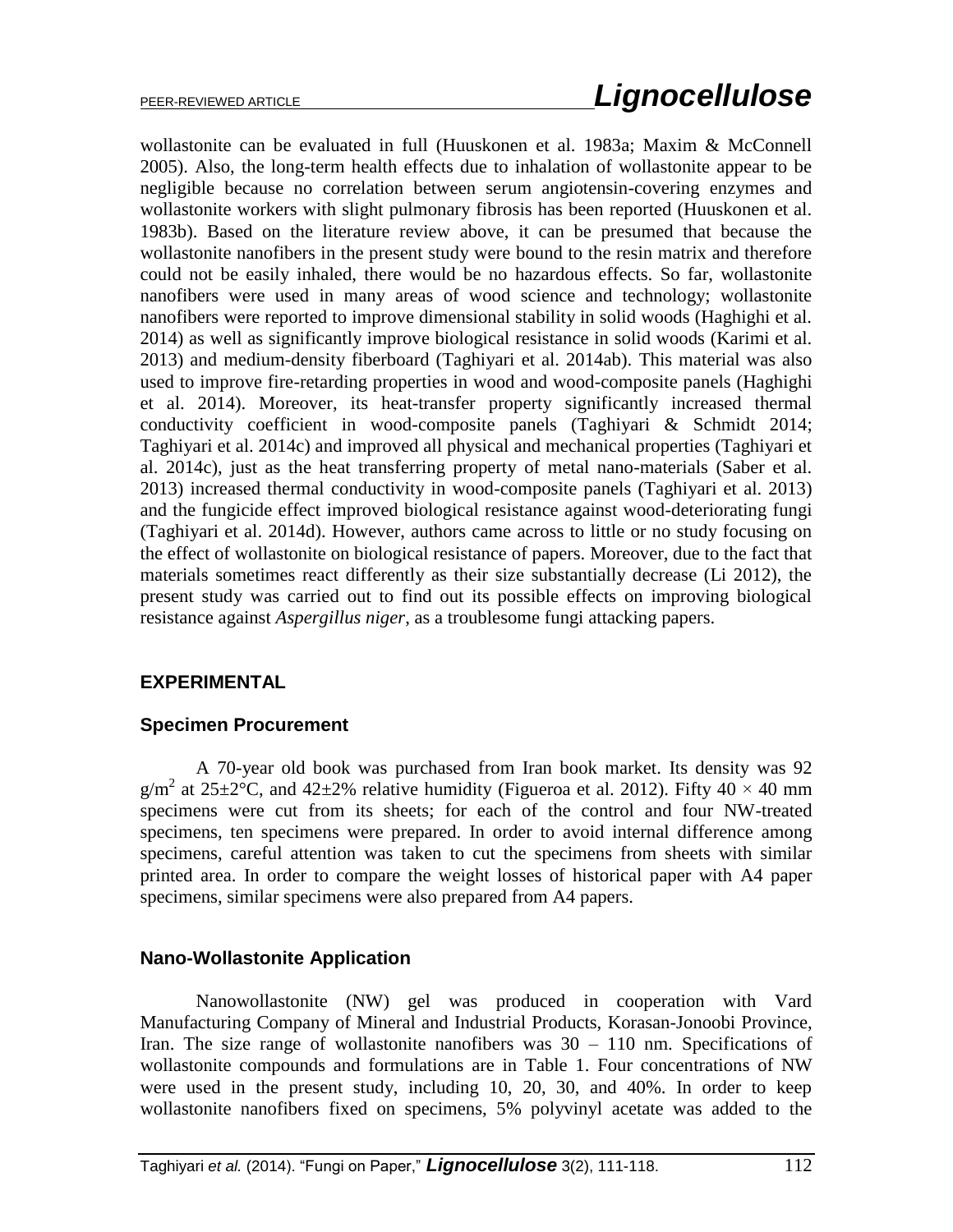wollastonite can be evaluated in full (Huuskonen et al. 1983a; Maxim & McConnell 2005). Also, the long-term health effects due to inhalation of wollastonite appear to be negligible because no correlation between serum angiotensin-covering enzymes and wollastonite workers with slight pulmonary fibrosis has been reported (Huuskonen et al. 1983b). Based on the literature review above, it can be presumed that because the wollastonite nanofibers in the present study were bound to the resin matrix and therefore could not be easily inhaled, there would be no hazardous effects. So far, wollastonite nanofibers were used in many areas of wood science and technology; wollastonite nanofibers were reported to improve dimensional stability in solid woods (Haghighi et al. 2014) as well as significantly improve biological resistance in solid woods (Karimi et al. 2013) and medium-density fiberboard (Taghiyari et al. 2014ab). This material was also used to improve fire-retarding properties in wood and wood-composite panels (Haghighi et al. 2014). Moreover, its heat-transfer property significantly increased thermal conductivity coefficient in wood-composite panels (Taghiyari & Schmidt 2014; Taghiyari et al. 2014c) and improved all physical and mechanical properties (Taghiyari et al. 2014c), just as the heat transferring property of metal nano-materials (Saber et al. 2013) increased thermal conductivity in wood-composite panels (Taghiyari et al. 2013) and the fungicide effect improved biological resistance against wood-deteriorating fungi (Taghiyari et al. 2014d). However, authors came across to little or no study focusing on the effect of wollastonite on biological resistance of papers. Moreover, due to the fact that materials sometimes react differently as their size substantially decrease (Li 2012), the present study was carried out to find out its possible effects on improving biological resistance against *Aspergillus niger*, as a troublesome fungi attacking papers.

## EXPERIMENTAL

### Specimen Procurement

A 70-year old book was purchased from Iran book market. Its density was 92 $g/m^2$ at 25±2°C, and 42±2% relative humidity (Figueroa et al. 2012). Fifty 40 × 40 mm specimens were cut from its sheets; for each of the control and four NW-treated specimens, ten specimens were prepared. In order to avoid internal difference among specimens, careful attention was taken to cut the specimens from sheets with similar printed area. In order to compare the weight losses of historical paper with A4 paper specimens, similar specimens were also prepared from A4 papers.

### Nano-Wollastonite Application

Nanowollastonite (NW) gel was produced in cooperation with Vard Manufacturing Company of Mineral and Industrial Products, Korasan-Jonoobi Province, Iran. The size range of wollastonite nanofibers was 30 – 110 nm. Specifications of wollastonite compounds and formulations are in Table 1. Four concentrations of NW were used in the present study, including 10, 20, 30, and 40%. In order to keep wollastonite nanofibers fixed on specimens, 5% polyvinyl acetate was added to the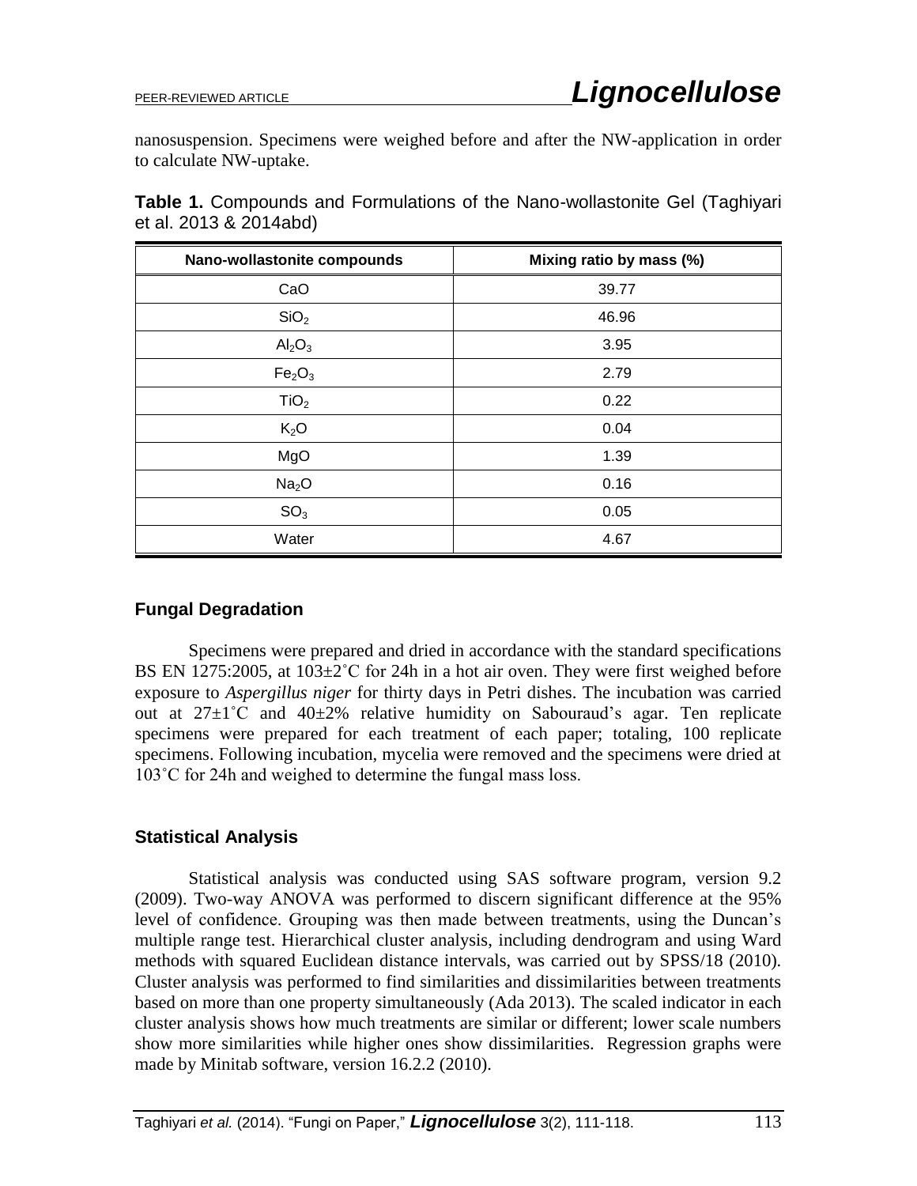nanosuspension. Specimens were weighed before and after the NW-application in order to calculate NW-uptake.

**Table 1.** Compounds and Formulations of the Nano-wollastonite Gel (Taghiyari et al. 2013 & 2014abd)

| Nano-wollastonite compounds | Mixing ratio by mass (%) |
|---|---|
| CaO | 39.77 |
| $SiO_2$ | 46.96 |
| $Al_2O_3$ | 3.95 |
| $Fe_2O_3$ | 2.79 |
| $TiO_2$ | 0.22 |
| $K_2O$ | 0.04 |
| MgO | 1.39 |
| $Na_2O$ | 0.16 |
| $SO_3$ | 0.05 |
| Water | 4.67 |

### Fungal Degradation

Specimens were prepared and dried in accordance with the standard specifications BS EN 1275:2005, at 103±2˚C for 24h in a hot air oven. They were first weighed before exposure to *Aspergillus niger* for thirty days in Petri dishes. The incubation was carried out at 27±1˚C and 40±2% relative humidity on Sabouraud's agar. Ten replicate specimens were prepared for each treatment of each paper; totaling, 100 replicate specimens. Following incubation, mycelia were removed and the specimens were dried at 103˚C for 24h and weighed to determine the fungal mass loss.

### Statistical Analysis

Statistical analysis was conducted using SAS software program, version 9.2 (2009). Two-way ANOVA was performed to discern significant difference at the 95% level of confidence. Grouping was then made between treatments, using the Duncan's multiple range test. Hierarchical cluster analysis, including dendrogram and using Ward methods with squared Euclidean distance intervals, was carried out by SPSS/18 (2010). Cluster analysis was performed to find similarities and dissimilarities between treatments based on more than one property simultaneously (Ada 2013). The scaled indicator in each cluster analysis shows how much treatments are similar or different; lower scale numbers show more similarities while higher ones show dissimilarities. Regression graphs were made by Minitab software, version 16.2.2 (2010).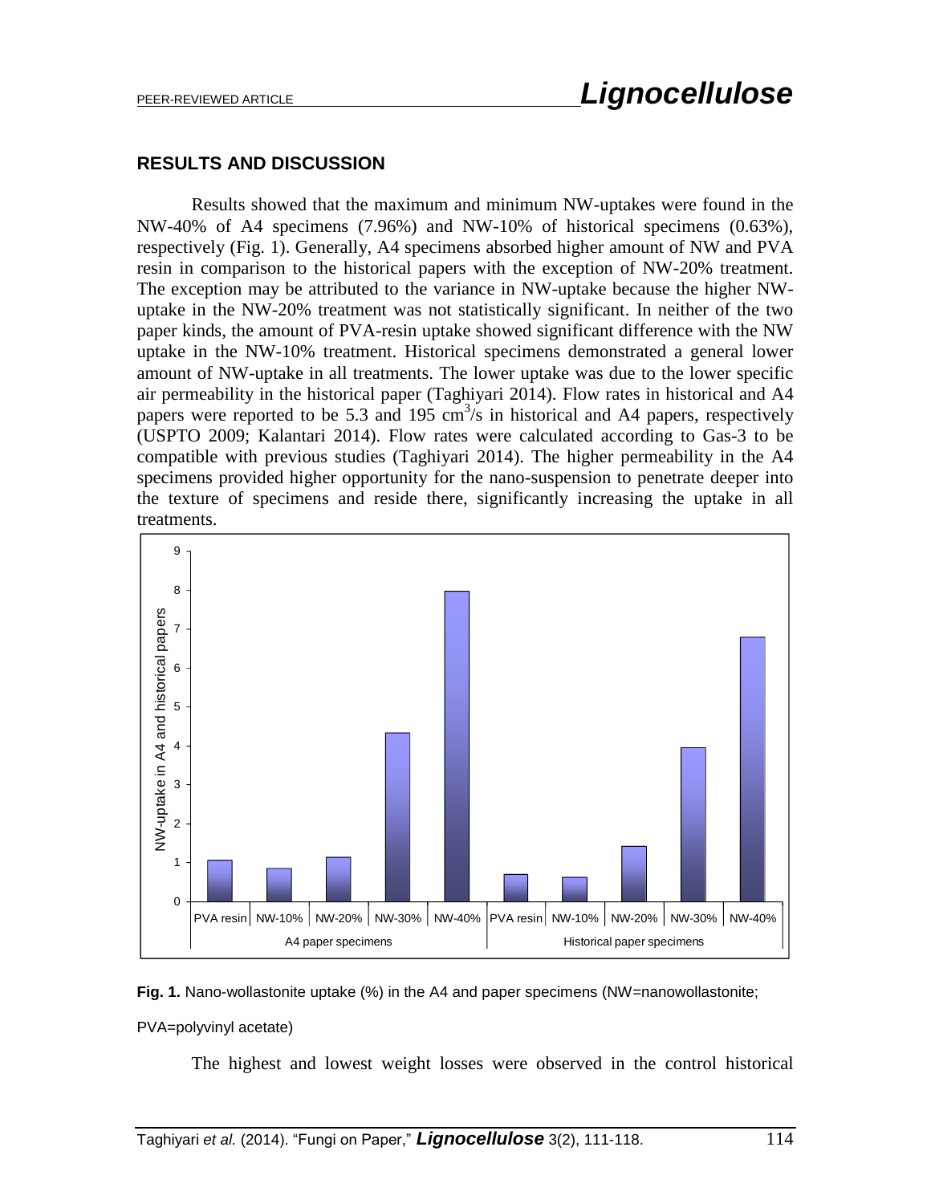## RESULTS AND DISCUSSION

Results showed that the maximum and minimum NW-uptakes were found in the NW-40% of A4 specimens (7.96%) and NW-10% of historical specimens (0.63%), respectively (Fig. 1). Generally, A4 specimens absorbed higher amount of NW and PVA resin in comparison to the historical papers with the exception of NW-20% treatment. The exception may be attributed to the variance in NW-uptake because the higher NW-uptake in the NW-20% treatment was not statistically significant. In neither of the two paper kinds, the amount of PVA-resin uptake showed significant difference with the NW uptake in the NW-10% treatment. Historical specimens demonstrated a general lower amount of NW-uptake in all treatments. The lower uptake was due to the lower specific air permeability in the historical paper (Taghiyari 2014). Flow rates in historical and A4 papers were reported to be 5.3 and 195 $cm^3/s$ in historical and A4 papers, respectively (USPTO 2009; Kalantari 2014). Flow rates were calculated according to Gas-3 to be compatible with previous studies (Taghiyari 2014). The higher permeability in the A4 specimens provided higher opportunity for the nano-suspension to penetrate deeper into the texture of specimens and reside there, significantly increasing the uptake in all treatments.

**Fig. 1.** Nano-wollastonite uptake (%) in the A4 and paper specimens (NW=nanowollastonite; PVA=polyvinyl acetate)

The highest and lowest weight losses were observed in the control historical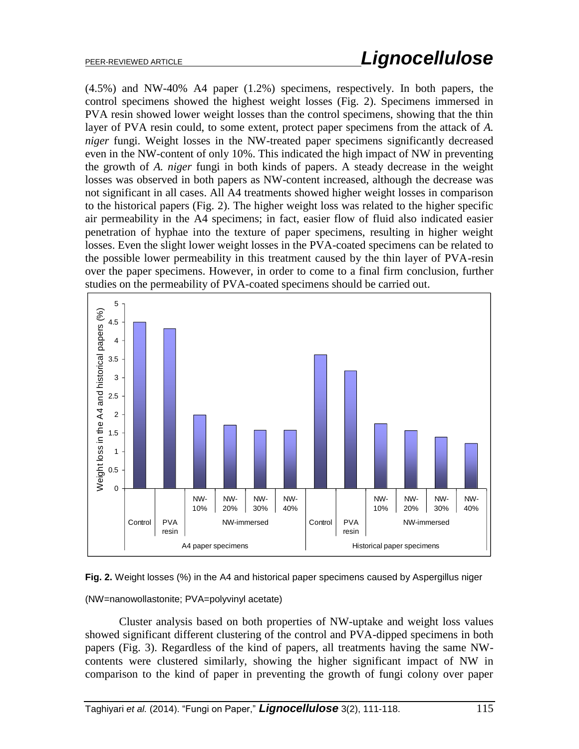(4.5%) and NW-40% A4 paper (1.2%) specimens, respectively. In both papers, the control specimens showed the highest weight losses (Fig. 2). Specimens immersed in PVA resin showed lower weight losses than the control specimens, showing that the thin layer of PVA resin could, to some extent, protect paper specimens from the attack of *A. niger* fungi. Weight losses in the NW-treated paper specimens significantly decreased even in the NW-content of only 10%. This indicated the high impact of NW in preventing the growth of *A. niger* fungi in both kinds of papers. A steady decrease in the weight losses was observed in both papers as NW-content increased, although the decrease was not significant in all cases. All A4 treatments showed higher weight losses in comparison to the historical papers (Fig. 2). The higher weight loss was related to the higher specific air permeability in the A4 specimens; in fact, easier flow of fluid also indicated easier penetration of hyphae into the texture of paper specimens, resulting in higher weight losses. Even the slight lower weight losses in the PVA-coated specimens can be related to the possible lower permeability in this treatment caused by the thin layer of PVA-resin over the paper specimens. However, in order to come to a final firm conclusion, further studies on the permeability of PVA-coated specimens should be carried out.

**Fig. 2.** Weight losses (%) in the A4 and historical paper specimens caused by Aspergillus niger

(NW=nanowollastonite; PVA=polyvinyl acetate)

Cluster analysis based on both properties of NW-uptake and weight loss values showed significant different clustering of the control and PVA-dipped specimens in both papers (Fig. 3). Regardless of the kind of papers, all treatments having the same NW-contents were clustered similarly, showing the higher significant impact of NW in comparison to the kind of paper in preventing the growth of fungi colony over paper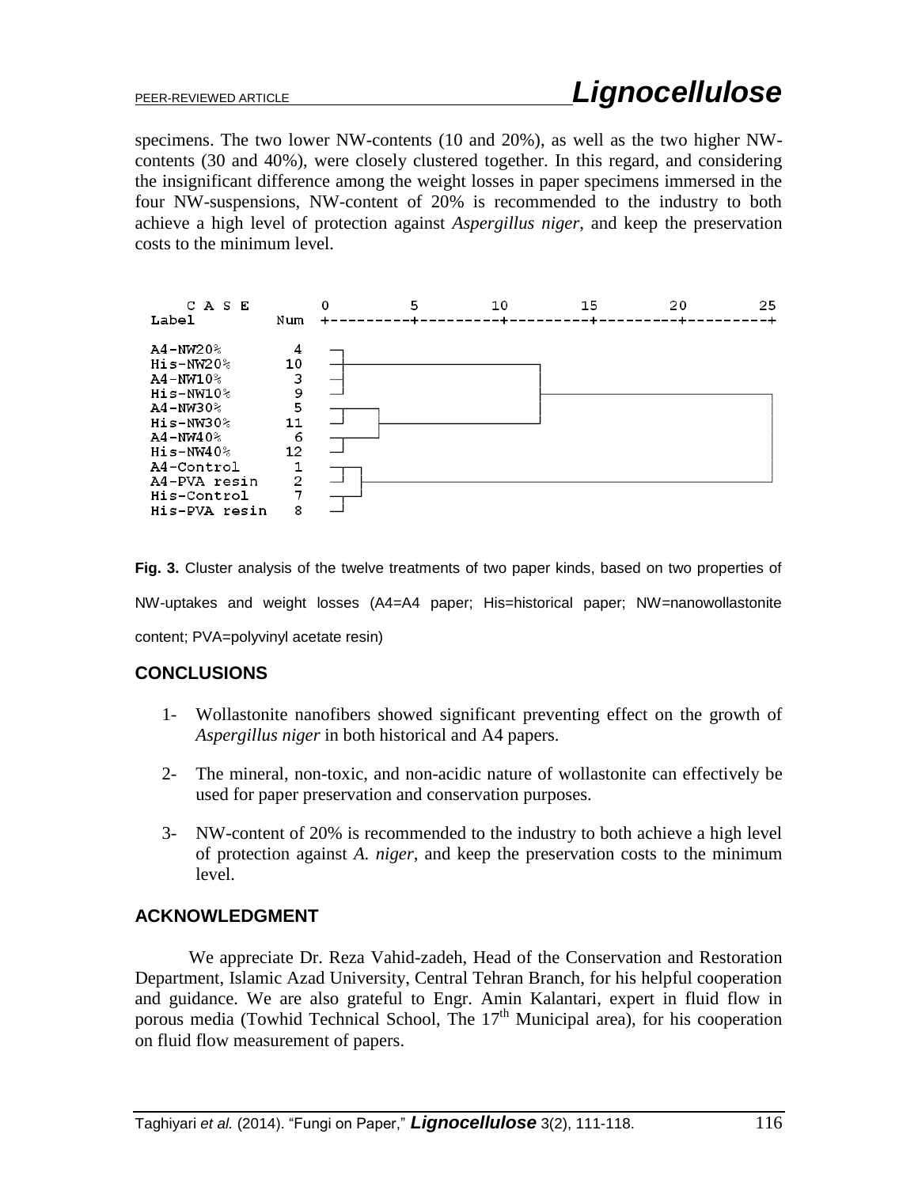specimens. The two lower NW-contents (10 and 20%), as well as the two higher NW-contents (30 and 40%), were closely clustered together. In this regard, and considering the insignificant difference among the weight losses in paper specimens immersed in the four NW-suspensions, NW-content of 20% is recommended to the industry to both achieve a high level of protection against *Aspergillus niger*, and keep the preservation costs to the minimum level.

```
   C A S E            0         5        10        15        20        25
Label           Num   +---------+---------+---------+---------+---------+

A4-NW20%          4
His-NW20%        10
A4-NW10%          3
His-NW10%         9
A4-NW30%          5
His-NW30%        11
A4-NW40%          6
His-NW40%        12
A4-Control        1
A4-PVA resin      2
His-Control       7
His-PVA resin     8
```

**Fig. 3.** Cluster analysis of the twelve treatments of two paper kinds, based on two properties of NW-uptakes and weight losses (A4=A4 paper; His=historical paper; NW=nanowollastonite content; PVA=polyvinyl acetate resin)

## CONCLUSIONS

1- Wollastonite nanofibers showed significant preventing effect on the growth of *Aspergillus niger* in both historical and A4 papers.

2- The mineral, non-toxic, and non-acidic nature of wollastonite can effectively be used for paper preservation and conservation purposes.

3- NW-content of 20% is recommended to the industry to both achieve a high level of protection against *A. niger*, and keep the preservation costs to the minimum level.

## ACKNOWLEDGMENT

We appreciate Dr. Reza Vahid-zadeh, Head of the Conservation and Restoration Department, Islamic Azad University, Central Tehran Branch, for his helpful cooperation and guidance. We are also grateful to Engr. Amin Kalantari, expert in fluid flow in porous media (Towhid Technical School, The 17th Municipal area), for his cooperation on fluid flow measurement of papers.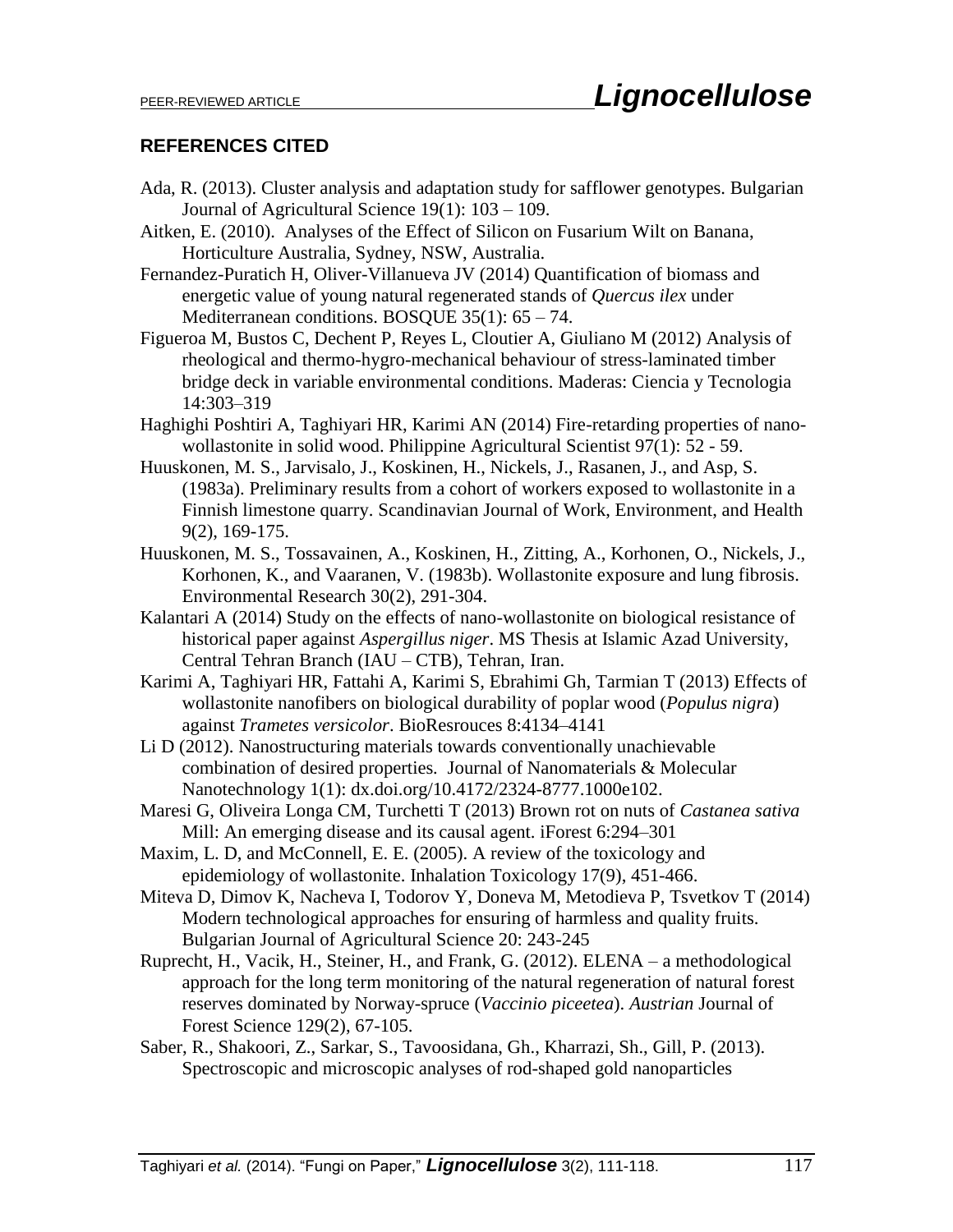## REFERENCES CITED

Ada, R. (2013). Cluster analysis and adaptation study for safflower genotypes. Bulgarian Journal of Agricultural Science 19(1): 103 – 109.

Aitken, E. (2010). Analyses of the Effect of Silicon on Fusarium Wilt on Banana, Horticulture Australia, Sydney, NSW, Australia.

Fernandez-Puratich H, Oliver-Villanueva JV (2014) Quantification of biomass and energetic value of young natural regenerated stands of *Quercus ilex* under Mediterranean conditions. BOSQUE 35(1): 65 – 74.

Figueroa M, Bustos C, Dechent P, Reyes L, Cloutier A, Giuliano M (2012) Analysis of rheological and thermo-hygro-mechanical behaviour of stress-laminated timber bridge deck in variable environmental conditions. Maderas: Ciencia y Tecnologia 14:303–319

Haghighi Poshtiri A, Taghiyari HR, Karimi AN (2014) Fire-retarding properties of nano-wollastonite in solid wood. Philippine Agricultural Scientist 97(1): 52 - 59.

Huuskonen, M. S., Jarvisalo, J., Koskinen, H., Nickels, J., Rasanen, J., and Asp, S. (1983a). Preliminary results from a cohort of workers exposed to wollastonite in a Finnish limestone quarry. Scandinavian Journal of Work, Environment, and Health 9(2), 169-175.

Huuskonen, M. S., Tossavainen, A., Koskinen, H., Zitting, A., Korhonen, O., Nickels, J., Korhonen, K., and Vaaranen, V. (1983b). Wollastonite exposure and lung fibrosis. Environmental Research 30(2), 291-304.

Kalantari A (2014) Study on the effects of nano-wollastonite on biological resistance of historical paper against *Aspergillus niger*. MS Thesis at Islamic Azad University, Central Tehran Branch (IAU – CTB), Tehran, Iran.

Karimi A, Taghiyari HR, Fattahi A, Karimi S, Ebrahimi Gh, Tarmian T (2013) Effects of wollastonite nanofibers on biological durability of poplar wood (*Populus nigra*) against *Trametes versicolor*. BioResrouces 8:4134–4141

Li D (2012). Nanostructuring materials towards conventionally unachievable combination of desired properties. Journal of Nanomaterials & Molecular Nanotechnology 1(1): dx.doi.org/10.4172/2324-8777.1000e102.

Maresi G, Oliveira Longa CM, Turchetti T (2013) Brown rot on nuts of *Castanea sativa* Mill: An emerging disease and its causal agent. iForest 6:294–301

Maxim, L. D, and McConnell, E. E. (2005). A review of the toxicology and epidemiology of wollastonite. Inhalation Toxicology 17(9), 451-466.

Miteva D, Dimov K, Nacheva I, Todorov Y, Doneva M, Metodieva P, Tsvetkov T (2014) Modern technological approaches for ensuring of harmless and quality fruits. Bulgarian Journal of Agricultural Science 20: 243-245

Ruprecht, H., Vacik, H., Steiner, H., and Frank, G. (2012). ELENA – a methodological approach for the long term monitoring of the natural regeneration of natural forest reserves dominated by Norway-spruce (*Vaccinio piceetea*). *Austrian* Journal of Forest Science 129(2), 67-105.

Saber, R., Shakoori, Z., Sarkar, S., Tavoosidana, Gh., Kharrazi, Sh., Gill, P. (2013). Spectroscopic and microscopic analyses of rod-shaped gold nanoparticles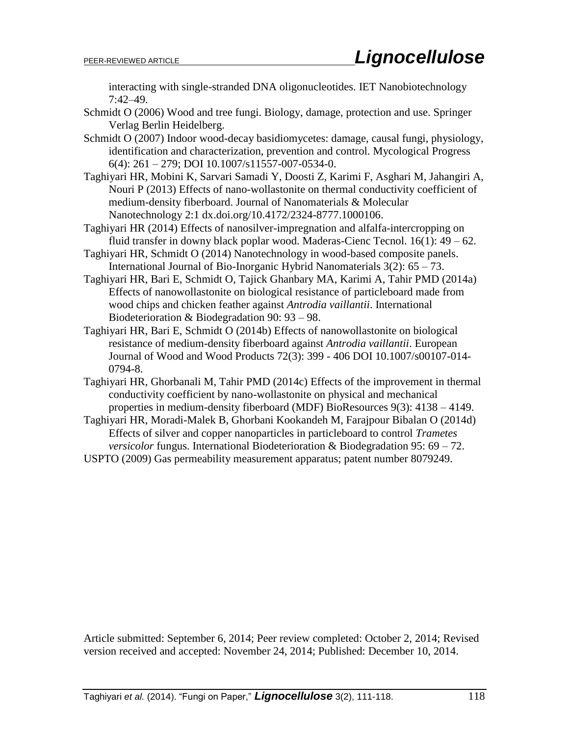interacting with single-stranded DNA oligonucleotides. IET Nanobiotechnology 7:42–49.

Schmidt O (2006) Wood and tree fungi. Biology, damage, protection and use. Springer Verlag Berlin Heidelberg.

Schmidt O (2007) Indoor wood-decay basidiomycetes: damage, causal fungi, physiology, identification and characterization, prevention and control. Mycological Progress 6(4): 261 – 279; DOI 10.1007/s11557-007-0534-0.

Taghiyari HR, Mobini K, Sarvari Samadi Y, Doosti Z, Karimi F, Asghari M, Jahangiri A, Nouri P (2013) Effects of nano-wollastonite on thermal conductivity coefficient of medium-density fiberboard. Journal of Nanomaterials & Molecular Nanotechnology 2:1 dx.doi.org/10.4172/2324-8777.1000106.

Taghiyari HR (2014) Effects of nanosilver-impregnation and alfalfa-intercropping on fluid transfer in downy black poplar wood. Maderas-Cienc Tecnol. 16(1): 49 – 62.

Taghiyari HR, Schmidt O (2014) Nanotechnology in wood-based composite panels. International Journal of Bio-Inorganic Hybrid Nanomaterials 3(2): 65 – 73.

Taghiyari HR, Bari E, Schmidt O, Tajick Ghanbary MA, Karimi A, Tahir PMD (2014a) Effects of nanowollastonite on biological resistance of particleboard made from wood chips and chicken feather against *Antrodia vaillantii*. International Biodeterioration & Biodegradation 90: 93 – 98.

Taghiyari HR, Bari E, Schmidt O (2014b) Effects of nanowollastonite on biological resistance of medium-density fiberboard against *Antrodia vaillantii*. European Journal of Wood and Wood Products 72(3): 399 - 406 DOI 10.1007/s00107-014-0794-8.

Taghiyari HR, Ghorbanali M, Tahir PMD (2014c) Effects of the improvement in thermal conductivity coefficient by nano-wollastonite on physical and mechanical properties in medium-density fiberboard (MDF) BioResources 9(3): 4138 – 4149.

Taghiyari HR, Moradi-Malek B, Ghorbani Kookandeh M, Farajpour Bibalan O (2014d) Effects of silver and copper nanoparticles in particleboard to control *Trametes versicolor* fungus. International Biodeterioration & Biodegradation 95: 69 – 72.

USPTO (2009) Gas permeability measurement apparatus; patent number 8079249.

Article submitted: September 6, 2014; Peer review completed: October 2, 2014; Revised version received and accepted: November 24, 2014; Published: December 10, 2014.